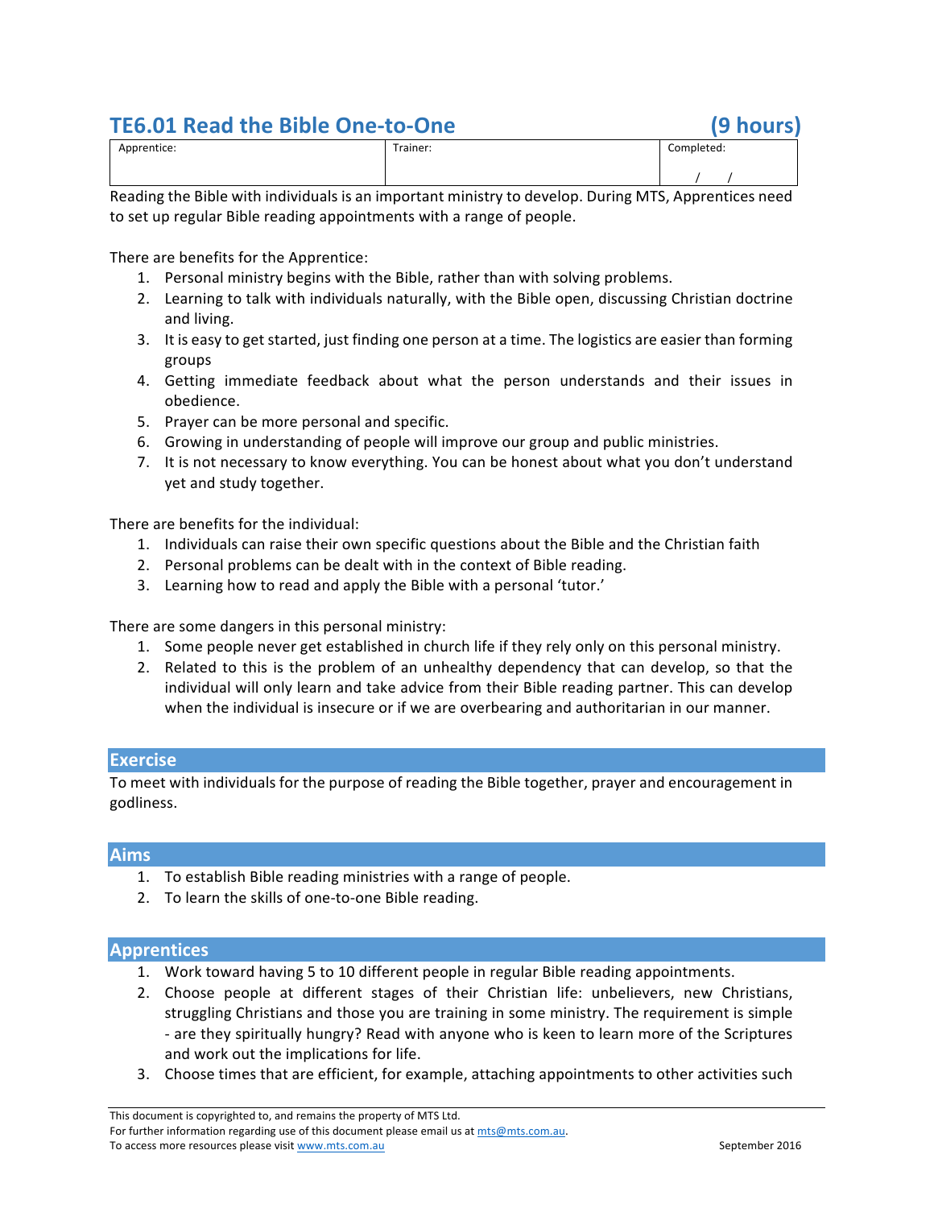# TE6.01 Read the Bible One-to-One (9 hours)

| Apprentice: | Trainer: | Completed: |
|---|---|---|
| | | / / |

Reading the Bible with individuals is an important ministry to develop. During MTS, Apprentices need to set up regular Bible reading appointments with a range of people.

There are benefits for the Apprentice:

1. Personal ministry begins with the Bible, rather than with solving problems.
2. Learning to talk with individuals naturally, with the Bible open, discussing Christian doctrine and living.
3. It is easy to get started, just finding one person at a time. The logistics are easier than forming groups
4. Getting immediate feedback about what the person understands and their issues in obedience.
5. Prayer can be more personal and specific.
6. Growing in understanding of people will improve our group and public ministries.
7. It is not necessary to know everything. You can be honest about what you don't understand yet and study together.

There are benefits for the individual:

1. Individuals can raise their own specific questions about the Bible and the Christian faith
2. Personal problems can be dealt with in the context of Bible reading.
3. Learning how to read and apply the Bible with a personal 'tutor.'

There are some dangers in this personal ministry:

1. Some people never get established in church life if they rely only on this personal ministry.
2. Related to this is the problem of an unhealthy dependency that can develop, so that the individual will only learn and take advice from their Bible reading partner. This can develop when the individual is insecure or if we are overbearing and authoritarian in our manner.

## Exercise

To meet with individuals for the purpose of reading the Bible together, prayer and encouragement in godliness.

## Aims

1. To establish Bible reading ministries with a range of people.
2. To learn the skills of one-to-one Bible reading.

## Apprentices

1. Work toward having 5 to 10 different people in regular Bible reading appointments.
2. Choose people at different stages of their Christian life: unbelievers, new Christians, struggling Christians and those you are training in some ministry. The requirement is simple - are they spiritually hungry? Read with anyone who is keen to learn more of the Scriptures and work out the implications for life.
3. Choose times that are efficient, for example, attaching appointments to other activities such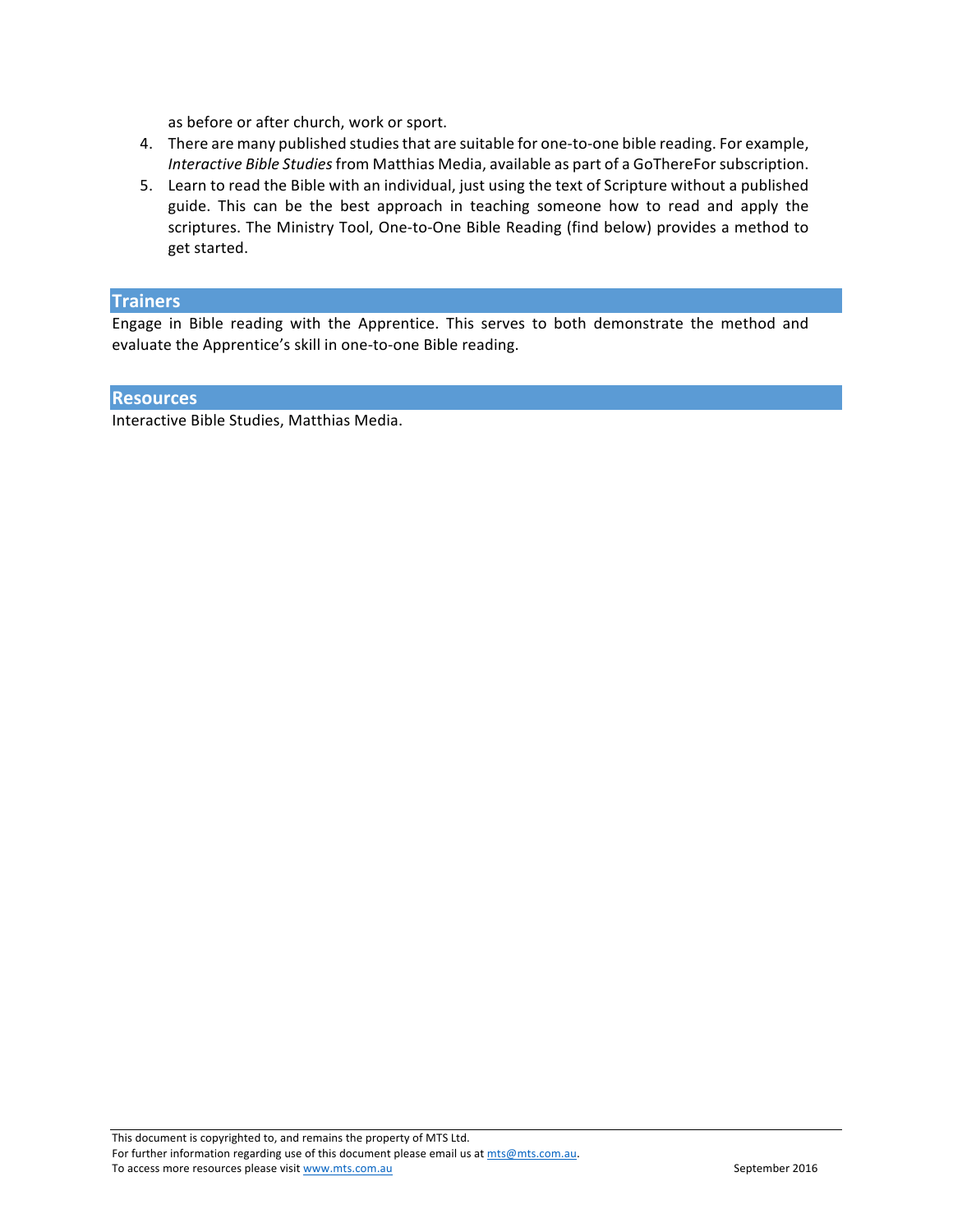as before or after church, work or sport.

4. There are many published studies that are suitable for one-to-one bible reading. For example, *Interactive Bible Studies* from Matthias Media, available as part of a GoThereFor subscription.
5. Learn to read the Bible with an individual, just using the text of Scripture without a published guide. This can be the best approach in teaching someone how to read and apply the scriptures. The Ministry Tool, One-to-One Bible Reading (find below) provides a method to get started.

## Trainers

Engage in Bible reading with the Apprentice. This serves to both demonstrate the method and evaluate the Apprentice's skill in one-to-one Bible reading.

## Resources

Interactive Bible Studies, Matthias Media.

This document is copyrighted to, and remains the property of MTS Ltd.
For further information regarding use of this document please email us at mts@mts.com.au.
To access more resources please visit www.mts.com.au

September 2016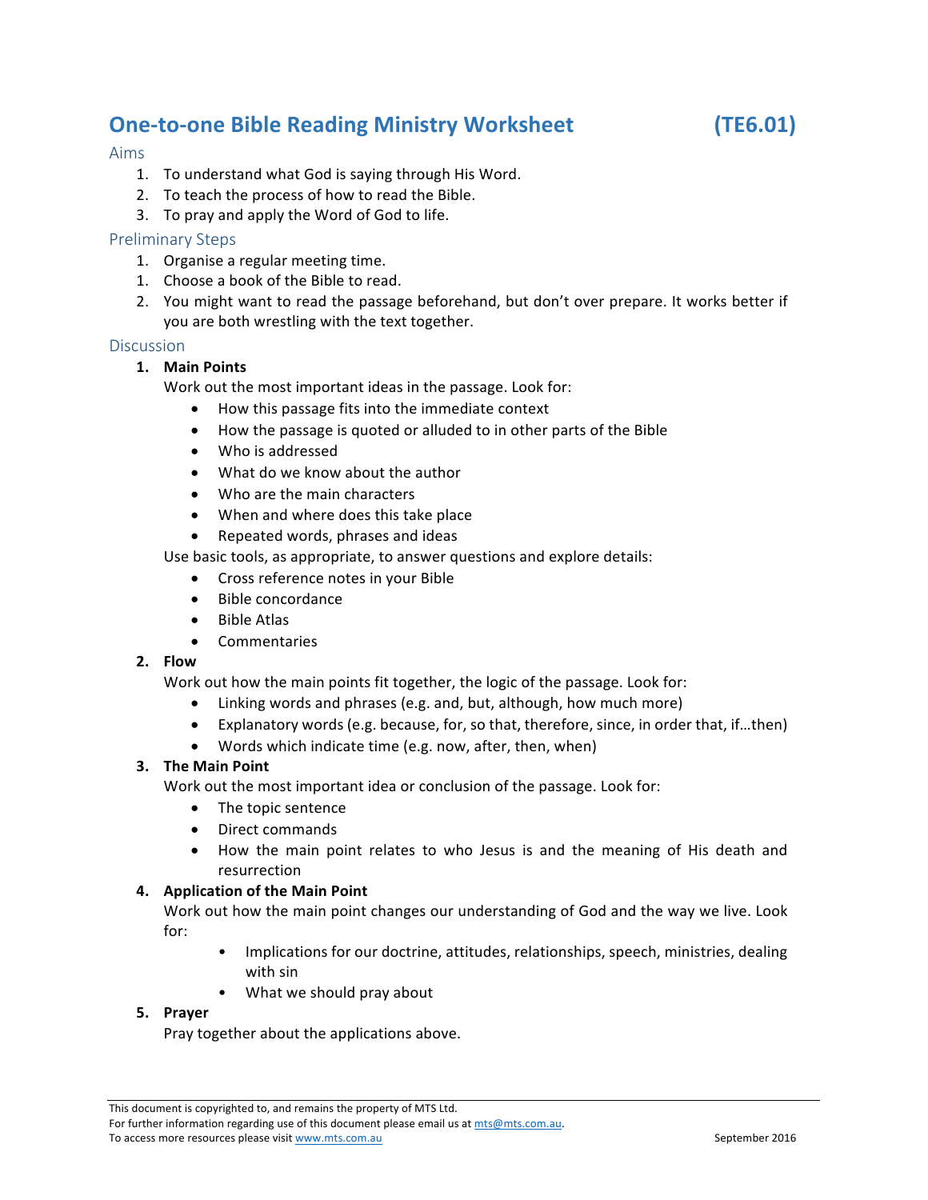# One-to-one Bible Reading Ministry Worksheet (TE6.01)

## Aims

1. To understand what God is saying through His Word.
2. To teach the process of how to read the Bible.
3. To pray and apply the Word of God to life.

## Preliminary Steps

1. Organise a regular meeting time.
1. Choose a book of the Bible to read.
2. You might want to read the passage beforehand, but don't over prepare. It works better if you are both wrestling with the text together.

## Discussion

1. **Main Points**

   Work out the most important ideas in the passage. Look for:

   - How this passage fits into the immediate context
   - How the passage is quoted or alluded to in other parts of the Bible
   - Who is addressed
   - What do we know about the author
   - Who are the main characters
   - When and where does this take place
   - Repeated words, phrases and ideas

   Use basic tools, as appropriate, to answer questions and explore details:

   - Cross reference notes in your Bible
   - Bible concordance
   - Bible Atlas
   - Commentaries

2. **Flow**

   Work out how the main points fit together, the logic of the passage. Look for:

   - Linking words and phrases (e.g. and, but, although, how much more)
   - Explanatory words (e.g. because, for, so that, therefore, since, in order that, if…then)
   - Words which indicate time (e.g. now, after, then, when)

3. **The Main Point**

   Work out the most important idea or conclusion of the passage. Look for:

   - The topic sentence
   - Direct commands
   - How the main point relates to who Jesus is and the meaning of His death and resurrection

4. **Application of the Main Point**

   Work out how the main point changes our understanding of God and the way we live. Look for:

   - Implications for our doctrine, attitudes, relationships, speech, ministries, dealing with sin
   - What we should pray about

5. **Prayer**

   Pray together about the applications above.

This document is copyrighted to, and remains the property of MTS Ltd.
For further information regarding use of this document please email us at mts@mts.com.au.
To access more resources please visit www.mts.com.au

September 2016